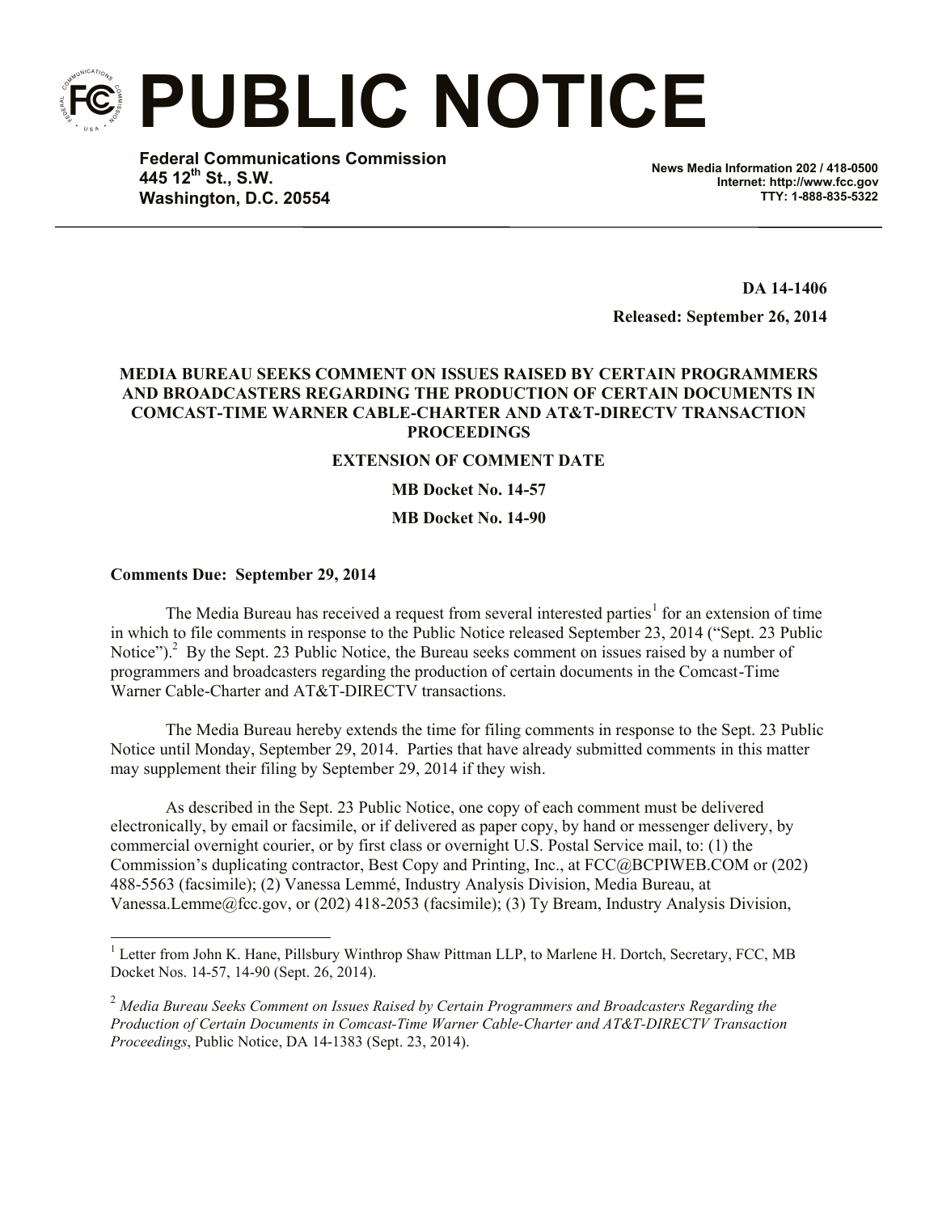# PUBLIC NOTICE

**Federal Communications Commission**
**445 12th St., S.W.**
**Washington, D.C. 20554**

**News Media Information 202 / 418-0500**
**Internet: http://www.fcc.gov**
**TTY: 1-888-835-5322**

**DA 14-1406**

**Released: September 26, 2014**

**MEDIA BUREAU SEEKS COMMENT ON ISSUES RAISED BY CERTAIN PROGRAMMERS AND BROADCASTERS REGARDING THE PRODUCTION OF CERTAIN DOCUMENTS IN COMCAST-TIME WARNER CABLE-CHARTER AND AT&T-DIRECTV TRANSACTION PROCEEDINGS**

**EXTENSION OF COMMENT DATE**

**MB Docket No. 14-57**

**MB Docket No. 14-90**

**Comments Due: September 29, 2014**

The Media Bureau has received a request from several interested parties[1] for an extension of time in which to file comments in response to the Public Notice released September 23, 2014 ("Sept. 23 Public Notice").[2] By the Sept. 23 Public Notice, the Bureau seeks comment on issues raised by a number of programmers and broadcasters regarding the production of certain documents in the Comcast-Time Warner Cable-Charter and AT&T-DIRECTV transactions.

The Media Bureau hereby extends the time for filing comments in response to the Sept. 23 Public Notice until Monday, September 29, 2014. Parties that have already submitted comments in this matter may supplement their filing by September 29, 2014 if they wish.

As described in the Sept. 23 Public Notice, one copy of each comment must be delivered electronically, by email or facsimile, or if delivered as paper copy, by hand or messenger delivery, by commercial overnight courier, or by first class or overnight U.S. Postal Service mail, to: (1) the Commission's duplicating contractor, Best Copy and Printing, Inc., at FCC@BCPIWEB.COM or (202) 488-5563 (facsimile); (2) Vanessa Lemmé, Industry Analysis Division, Media Bureau, at Vanessa.Lemme@fcc.gov, or (202) 418-2053 (facsimile); (3) Ty Bream, Industry Analysis Division,

---

[1] Letter from John K. Hane, Pillsbury Winthrop Shaw Pittman LLP, to Marlene H. Dortch, Secretary, FCC, MB Docket Nos. 14-57, 14-90 (Sept. 26, 2014).

[2] *Media Bureau Seeks Comment on Issues Raised by Certain Programmers and Broadcasters Regarding the Production of Certain Documents in Comcast-Time Warner Cable-Charter and AT&T-DIRECTV Transaction Proceedings*, Public Notice, DA 14-1383 (Sept. 23, 2014).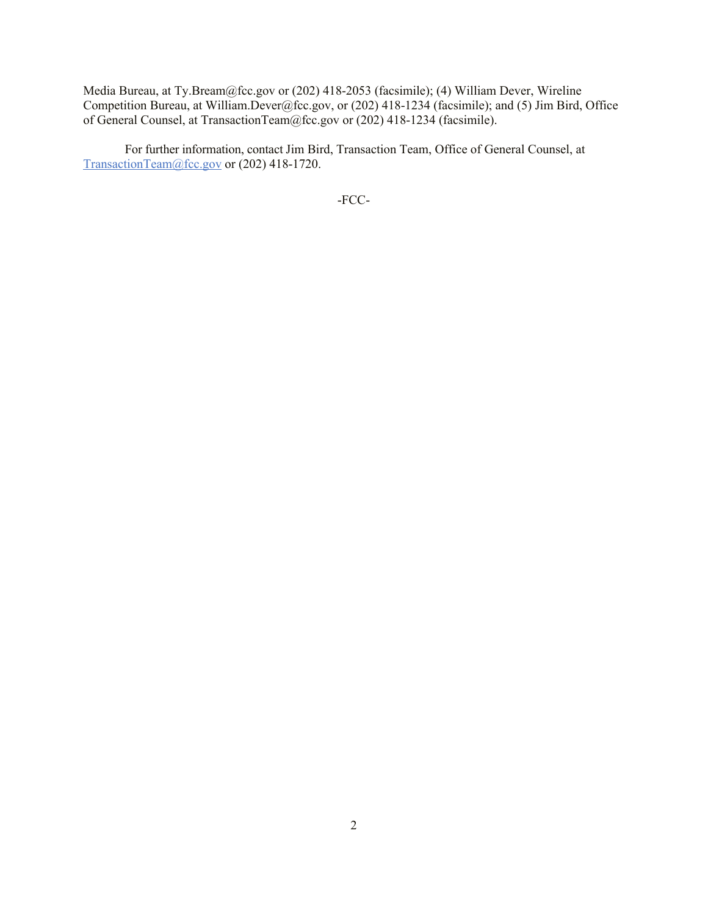Media Bureau, at Ty.Bream@fcc.gov or (202) 418-2053 (facsimile); (4) William Dever, Wireline Competition Bureau, at William.Dever@fcc.gov, or (202) 418-1234 (facsimile); and (5) Jim Bird, Office of General Counsel, at TransactionTeam@fcc.gov or (202) 418-1234 (facsimile).

For further information, contact Jim Bird, Transaction Team, Office of General Counsel, at TransactionTeam@fcc.gov or (202) 418-1720.

-FCC-